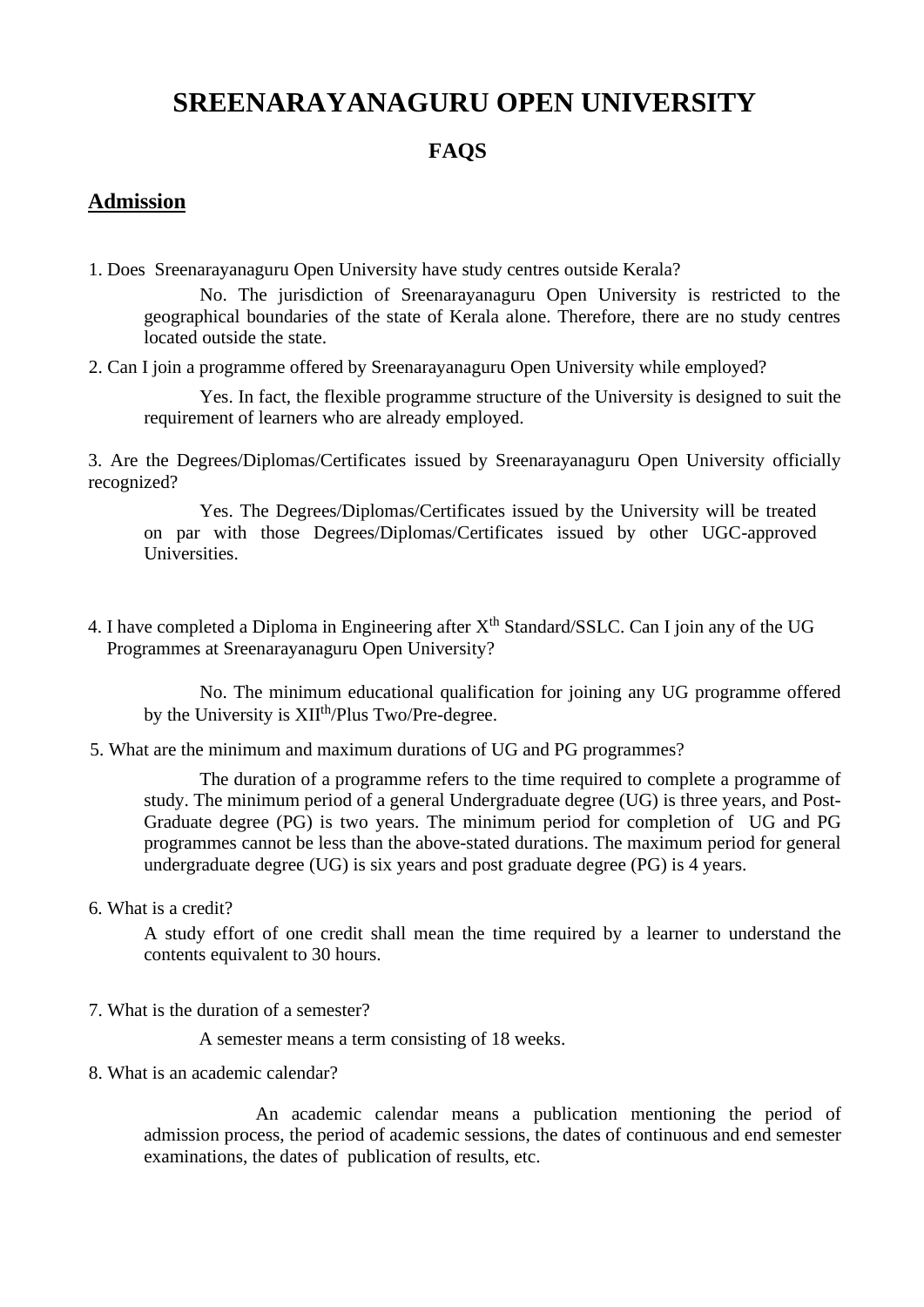# SREENARAYANAGURU OPEN UNIVERSITY

## FAQS

### Admission

1. Does Sreenarayanaguru Open University have study centres outside Kerala?

   No. The jurisdiction of Sreenarayanaguru Open University is restricted to the geographical boundaries of the state of Kerala alone. Therefore, there are no study centres located outside the state.

2. Can I join a programme offered by Sreenarayanaguru Open University while employed?

   Yes. In fact, the flexible programme structure of the University is designed to suit the requirement of learners who are already employed.

3. Are the Degrees/Diplomas/Certificates issued by Sreenarayanaguru Open University officially recognized?

   Yes. The Degrees/Diplomas/Certificates issued by the University will be treated on par with those Degrees/Diplomas/Certificates issued by other UGC-approved Universities.

4. I have completed a Diploma in Engineering after X$^{th}$ Standard/SSLC. Can I join any of the UG Programmes at Sreenarayanaguru Open University?

   No. The minimum educational qualification for joining any UG programme offered by the University is XII$^{th}$/Plus Two/Pre-degree.

5. What are the minimum and maximum durations of UG and PG programmes?

   The duration of a programme refers to the time required to complete a programme of study. The minimum period of a general Undergraduate degree (UG) is three years, and Post-Graduate degree (PG) is two years. The minimum period for completion of UG and PG programmes cannot be less than the above-stated durations. The maximum period for general undergraduate degree (UG) is six years and post graduate degree (PG) is 4 years.

6. What is a credit?

   A study effort of one credit shall mean the time required by a learner to understand the contents equivalent to 30 hours.

7. What is the duration of a semester?

   A semester means a term consisting of 18 weeks.

8. What is an academic calendar?

   An academic calendar means a publication mentioning the period of admission process, the period of academic sessions, the dates of continuous and end semester examinations, the dates of publication of results, etc.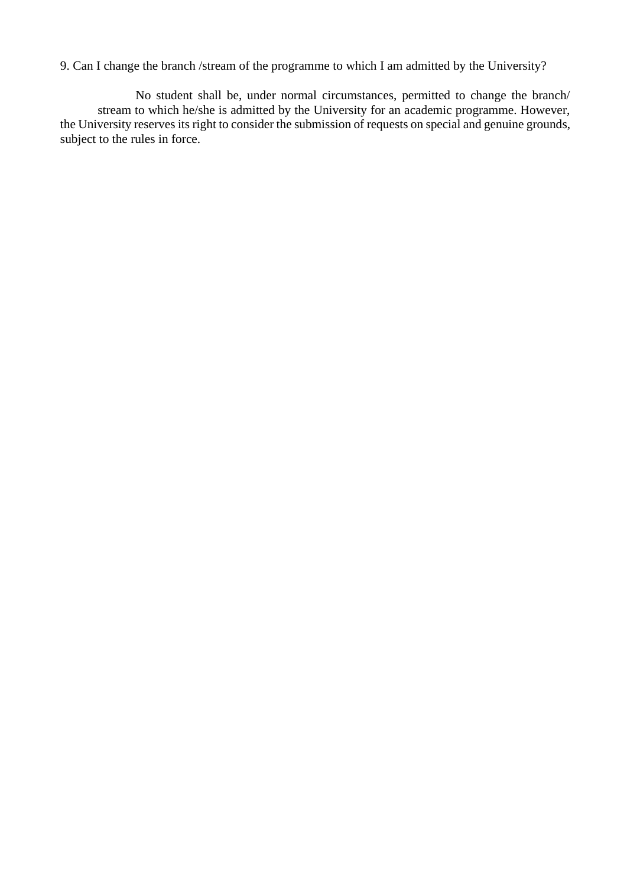9. Can I change the branch /stream of the programme to which I am admitted by the University?

No student shall be, under normal circumstances, permitted to change the branch/ stream to which he/she is admitted by the University for an academic programme. However, the University reserves its right to consider the submission of requests on special and genuine grounds, subject to the rules in force.